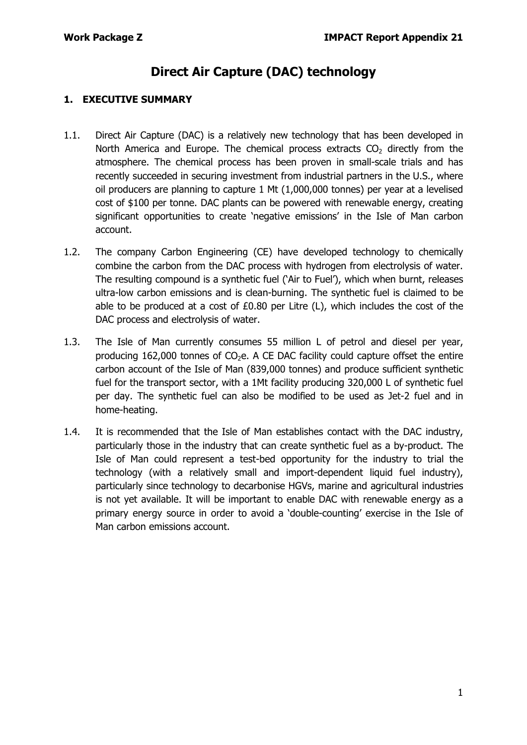# Direct Air Capture (DAC) technology

## 1. EXECUTIVE SUMMARY

1.1. Direct Air Capture (DAC) is a relatively new technology that has been developed in North America and Europe. The chemical process extracts $CO_2$ directly from the atmosphere. The chemical process has been proven in small-scale trials and has recently succeeded in securing investment from industrial partners in the U.S., where oil producers are planning to capture 1 Mt (1,000,000 tonnes) per year at a levelised cost of $100 per tonne. DAC plants can be powered with renewable energy, creating significant opportunities to create 'negative emissions' in the Isle of Man carbon account.

1.2. The company Carbon Engineering (CE) have developed technology to chemically combine the carbon from the DAC process with hydrogen from electrolysis of water. The resulting compound is a synthetic fuel ('Air to Fuel'), which when burnt, releases ultra-low carbon emissions and is clean-burning. The synthetic fuel is claimed to be able to be produced at a cost of £0.80 per Litre (L), which includes the cost of the DAC process and electrolysis of water.

1.3. The Isle of Man currently consumes 55 million L of petrol and diesel per year, producing 162,000 tonnes of $CO_2e$. A CE DAC facility could capture offset the entire carbon account of the Isle of Man (839,000 tonnes) and produce sufficient synthetic fuel for the transport sector, with a 1Mt facility producing 320,000 L of synthetic fuel per day. The synthetic fuel can also be modified to be used as Jet-2 fuel and in home-heating.

1.4. It is recommended that the Isle of Man establishes contact with the DAC industry, particularly those in the industry that can create synthetic fuel as a by-product. The Isle of Man could represent a test-bed opportunity for the industry to trial the technology (with a relatively small and import-dependent liquid fuel industry), particularly since technology to decarbonise HGVs, marine and agricultural industries is not yet available. It will be important to enable DAC with renewable energy as a primary energy source in order to avoid a 'double-counting' exercise in the Isle of Man carbon emissions account.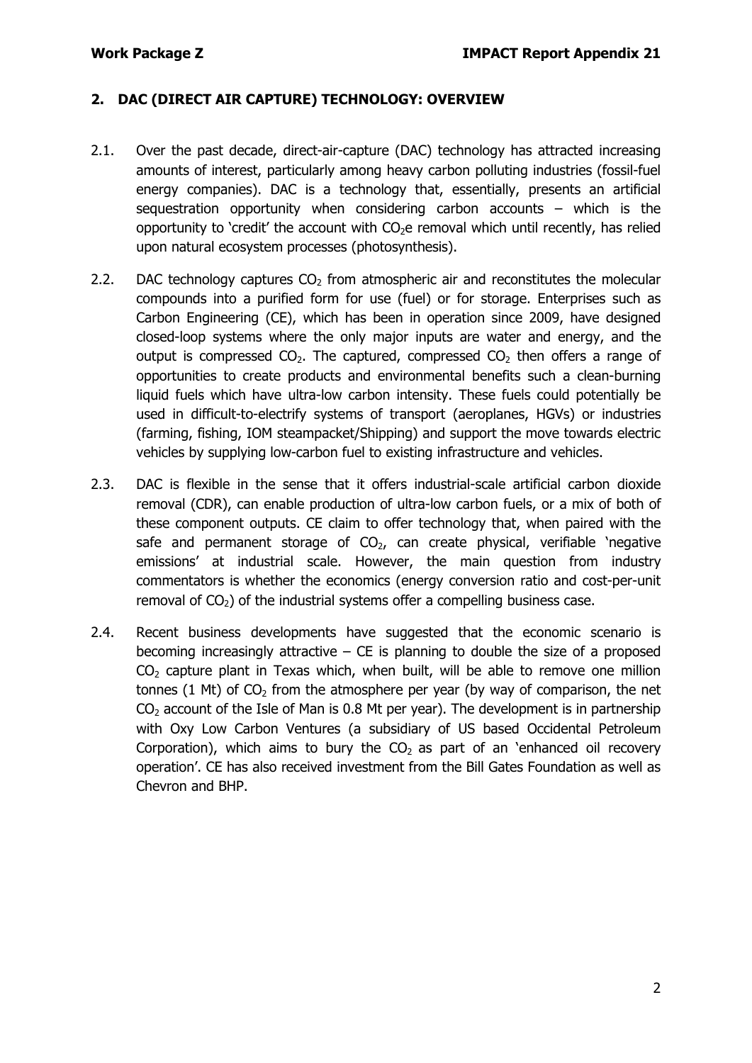## 2. DAC (DIRECT AIR CAPTURE) TECHNOLOGY: OVERVIEW

2.1. Over the past decade, direct-air-capture (DAC) technology has attracted increasing amounts of interest, particularly among heavy carbon polluting industries (fossil-fuel energy companies). DAC is a technology that, essentially, presents an artificial sequestration opportunity when considering carbon accounts – which is the opportunity to 'credit' the account with $CO_2e$ removal which until recently, has relied upon natural ecosystem processes (photosynthesis).

2.2. DAC technology captures $CO_2$ from atmospheric air and reconstitutes the molecular compounds into a purified form for use (fuel) or for storage. Enterprises such as Carbon Engineering (CE), which has been in operation since 2009, have designed closed-loop systems where the only major inputs are water and energy, and the output is compressed $CO_2$. The captured, compressed $CO_2$ then offers a range of opportunities to create products and environmental benefits such a clean-burning liquid fuels which have ultra-low carbon intensity. These fuels could potentially be used in difficult-to-electrify systems of transport (aeroplanes, HGVs) or industries (farming, fishing, IOM steampacket/Shipping) and support the move towards electric vehicles by supplying low-carbon fuel to existing infrastructure and vehicles.

2.3. DAC is flexible in the sense that it offers industrial-scale artificial carbon dioxide removal (CDR), can enable production of ultra-low carbon fuels, or a mix of both of these component outputs. CE claim to offer technology that, when paired with the safe and permanent storage of $CO_2$, can create physical, verifiable 'negative emissions' at industrial scale. However, the main question from industry commentators is whether the economics (energy conversion ratio and cost-per-unit removal of $CO_2$) of the industrial systems offer a compelling business case.

2.4. Recent business developments have suggested that the economic scenario is becoming increasingly attractive – CE is planning to double the size of a proposed $CO_2$ capture plant in Texas which, when built, will be able to remove one million tonnes (1 Mt) of $CO_2$ from the atmosphere per year (by way of comparison, the net $CO_2$ account of the Isle of Man is 0.8 Mt per year). The development is in partnership with Oxy Low Carbon Ventures (a subsidiary of US based Occidental Petroleum Corporation), which aims to bury the $CO_2$ as part of an 'enhanced oil recovery operation'. CE has also received investment from the Bill Gates Foundation as well as Chevron and BHP.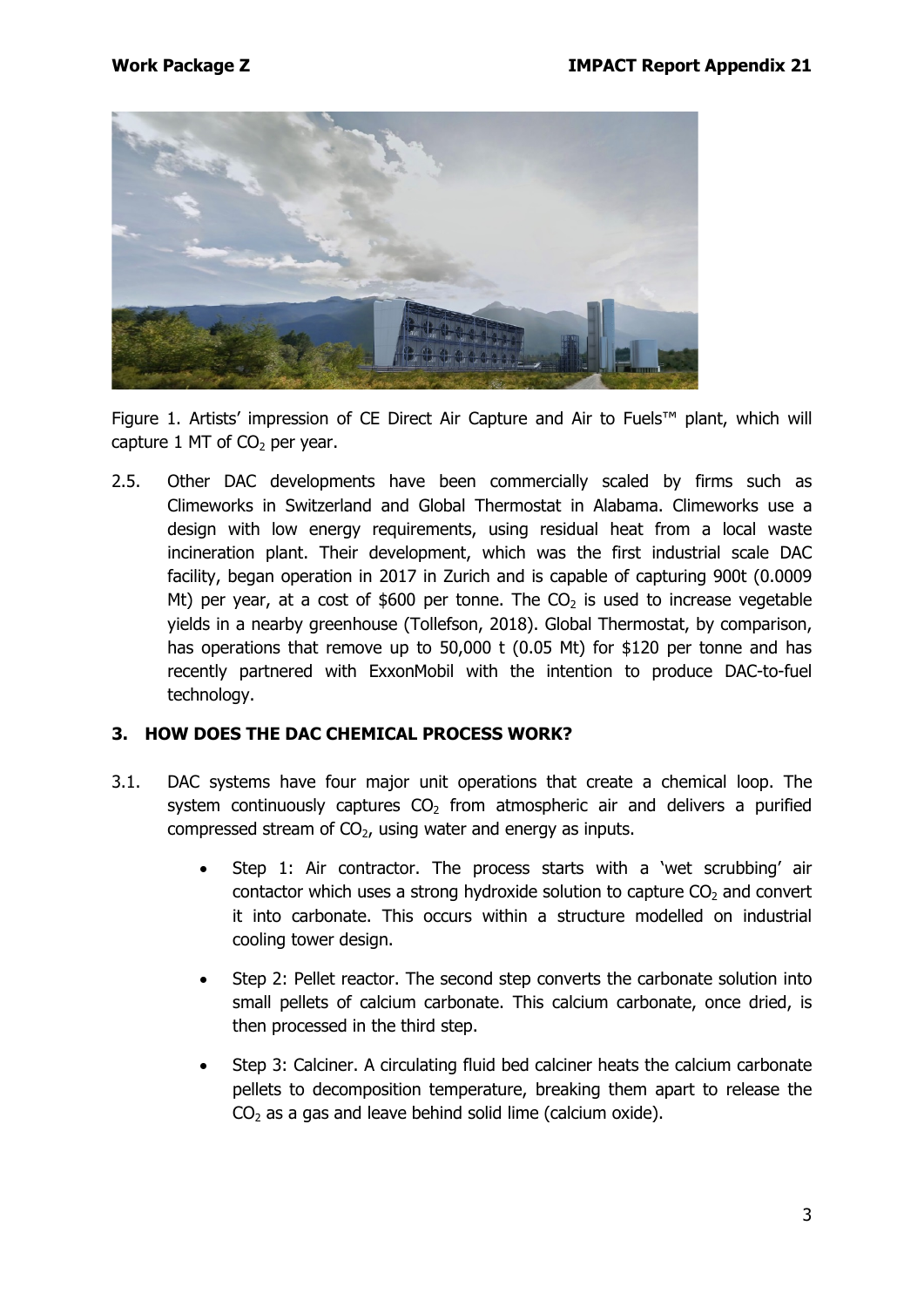Figure 1. Artists' impression of CE Direct Air Capture and Air to Fuels™ plant, which will capture 1 MT of $CO_2$ per year.

2.5. Other DAC developments have been commercially scaled by firms such as Climeworks in Switzerland and Global Thermostat in Alabama. Climeworks use a design with low energy requirements, using residual heat from a local waste incineration plant. Their development, which was the first industrial scale DAC facility, began operation in 2017 in Zurich and is capable of capturing 900t (0.0009 Mt) per year, at a cost of $600 per tonne. The $CO_2$ is used to increase vegetable yields in a nearby greenhouse (Tollefson, 2018). Global Thermostat, by comparison, has operations that remove up to 50,000 t (0.05 Mt) for $120 per tonne and has recently partnered with ExxonMobil with the intention to produce DAC-to-fuel technology.

## 3. HOW DOES THE DAC CHEMICAL PROCESS WORK?

3.1. DAC systems have four major unit operations that create a chemical loop. The system continuously captures $CO_2$ from atmospheric air and delivers a purified compressed stream of $CO_2$, using water and energy as inputs.

- Step 1: Air contractor. The process starts with a 'wet scrubbing' air contactor which uses a strong hydroxide solution to capture $CO_2$ and convert it into carbonate. This occurs within a structure modelled on industrial cooling tower design.
- Step 2: Pellet reactor. The second step converts the carbonate solution into small pellets of calcium carbonate. This calcium carbonate, once dried, is then processed in the third step.
- Step 3: Calciner. A circulating fluid bed calciner heats the calcium carbonate pellets to decomposition temperature, breaking them apart to release the $CO_2$ as a gas and leave behind solid lime (calcium oxide).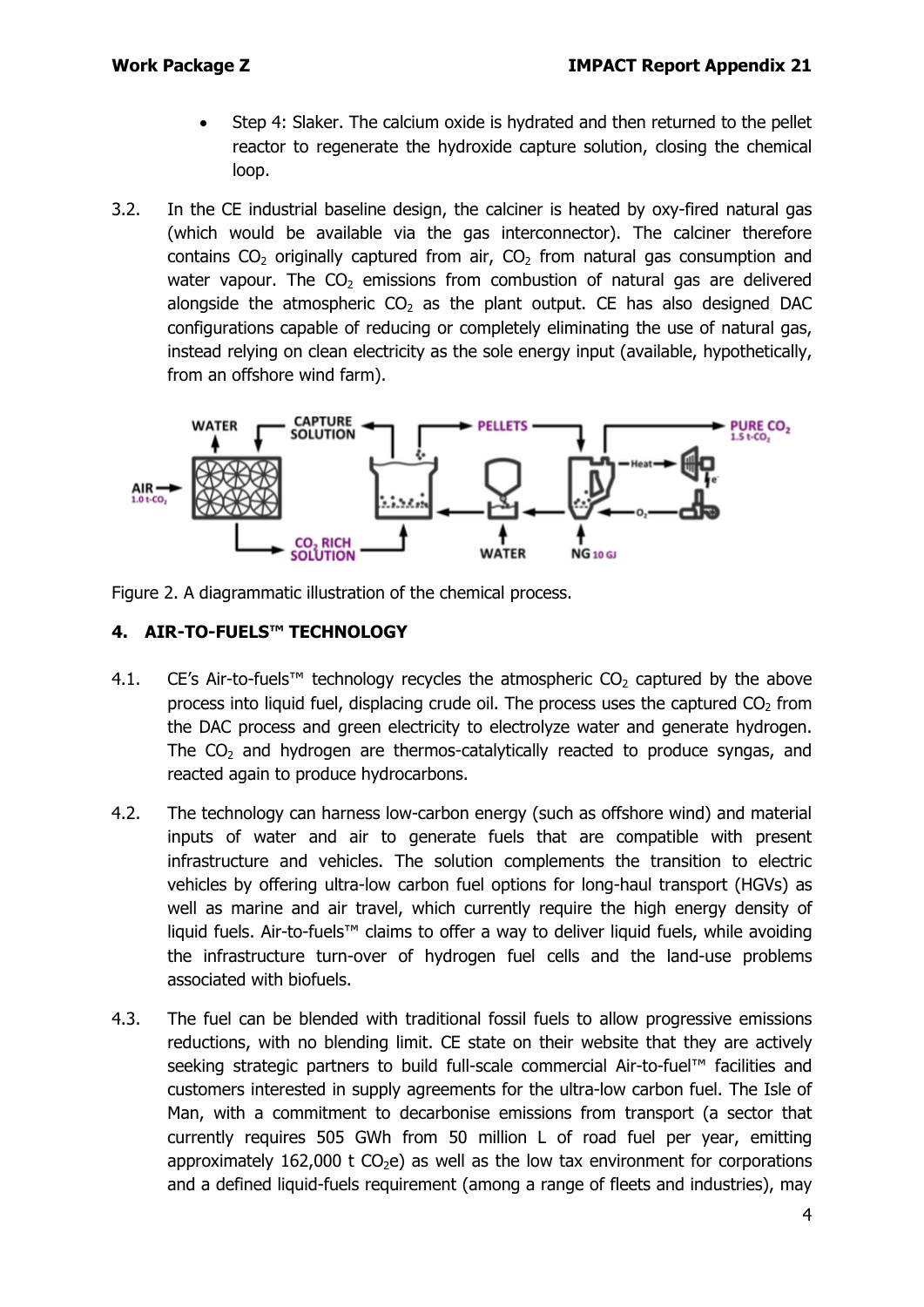- Step 4: Slaker. The calcium oxide is hydrated and then returned to the pellet reactor to regenerate the hydroxide capture solution, closing the chemical loop.

3.2. In the CE industrial baseline design, the calciner is heated by oxy-fired natural gas (which would be available via the gas interconnector). The calciner therefore contains $CO_2$ originally captured from air, $CO_2$ from natural gas consumption and water vapour. The $CO_2$ emissions from combustion of natural gas are delivered alongside the atmospheric $CO_2$ as the plant output. CE has also designed DAC configurations capable of reducing or completely eliminating the use of natural gas, instead relying on clean electricity as the sole energy input (available, hypothetically, from an offshore wind farm).

WATER
CAPTURE SOLUTION
PELLETS
PURE $CO_2$
1.5 t-$CO_2$
AIR
1.0 t-$CO_2$
Heat
$O_2$
$e^-$
$CO_2$ RICH SOLUTION
WATER
NG 10 GJ

Figure 2. A diagrammatic illustration of the chemical process.

## 4. AIR-TO-FUELS™ TECHNOLOGY

4.1. CE's Air-to-fuels™ technology recycles the atmospheric $CO_2$ captured by the above process into liquid fuel, displacing crude oil. The process uses the captured $CO_2$ from the DAC process and green electricity to electrolyze water and generate hydrogen. The $CO_2$ and hydrogen are thermos-catalytically reacted to produce syngas, and reacted again to produce hydrocarbons.

4.2. The technology can harness low-carbon energy (such as offshore wind) and material inputs of water and air to generate fuels that are compatible with present infrastructure and vehicles. The solution complements the transition to electric vehicles by offering ultra-low carbon fuel options for long-haul transport (HGVs) as well as marine and air travel, which currently require the high energy density of liquid fuels. Air-to-fuels™ claims to offer a way to deliver liquid fuels, while avoiding the infrastructure turn-over of hydrogen fuel cells and the land-use problems associated with biofuels.

4.3. The fuel can be blended with traditional fossil fuels to allow progressive emissions reductions, with no blending limit. CE state on their website that they are actively seeking strategic partners to build full-scale commercial Air-to-fuel™ facilities and customers interested in supply agreements for the ultra-low carbon fuel. The Isle of Man, with a commitment to decarbonise emissions from transport (a sector that currently requires 505 GWh from 50 million L of road fuel per year, emitting approximately 162,000 t $CO_2e$) as well as the low tax environment for corporations and a defined liquid-fuels requirement (among a range of fleets and industries), may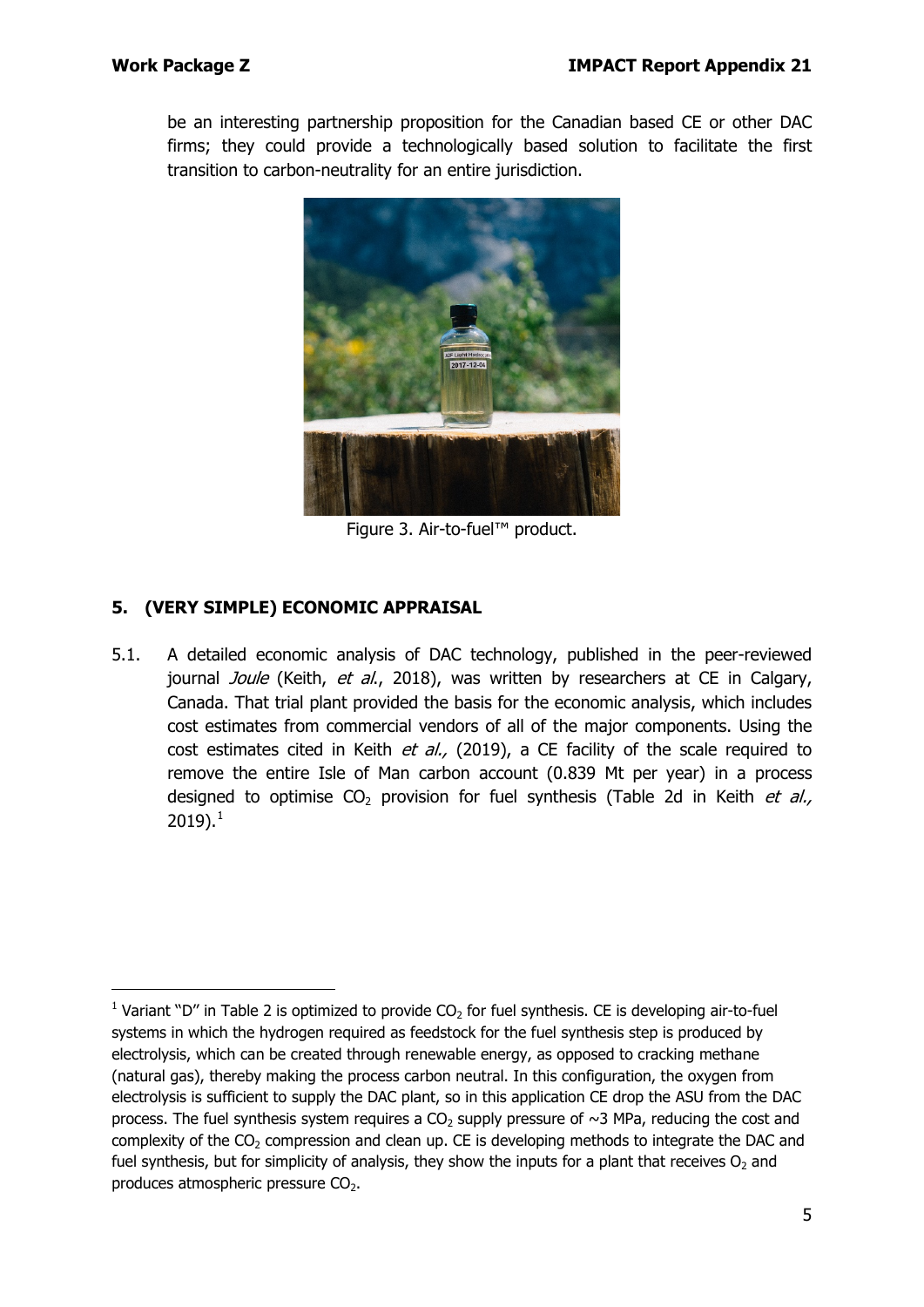be an interesting partnership proposition for the Canadian based CE or other DAC firms; they could provide a technologically based solution to facilitate the first transition to carbon-neutrality for an entire jurisdiction.

Figure 3. Air-to-fuel™ product.

## 5. (VERY SIMPLE) ECONOMIC APPRAISAL

5.1. A detailed economic analysis of DAC technology, published in the peer-reviewed journal *Joule* (Keith, *et al*., 2018), was written by researchers at CE in Calgary, Canada. That trial plant provided the basis for the economic analysis, which includes cost estimates from commercial vendors of all of the major components. Using the cost estimates cited in Keith *et al.,* (2019), a CE facility of the scale required to remove the entire Isle of Man carbon account (0.839 Mt per year) in a process designed to optimise $CO_2$ provision for fuel synthesis (Table 2d in Keith *et al.,* 2019).[1]

---

[1] Variant "D" in Table 2 is optimized to provide $CO_2$ for fuel synthesis. CE is developing air-to-fuel systems in which the hydrogen required as feedstock for the fuel synthesis step is produced by electrolysis, which can be created through renewable energy, as opposed to cracking methane (natural gas), thereby making the process carbon neutral. In this configuration, the oxygen from electrolysis is sufficient to supply the DAC plant, so in this application CE drop the ASU from the DAC process. The fuel synthesis system requires a $CO_2$ supply pressure of ~3 MPa, reducing the cost and complexity of the $CO_2$ compression and clean up. CE is developing methods to integrate the DAC and fuel synthesis, but for simplicity of analysis, they show the inputs for a plant that receives $O_2$ and produces atmospheric pressure $CO_2$.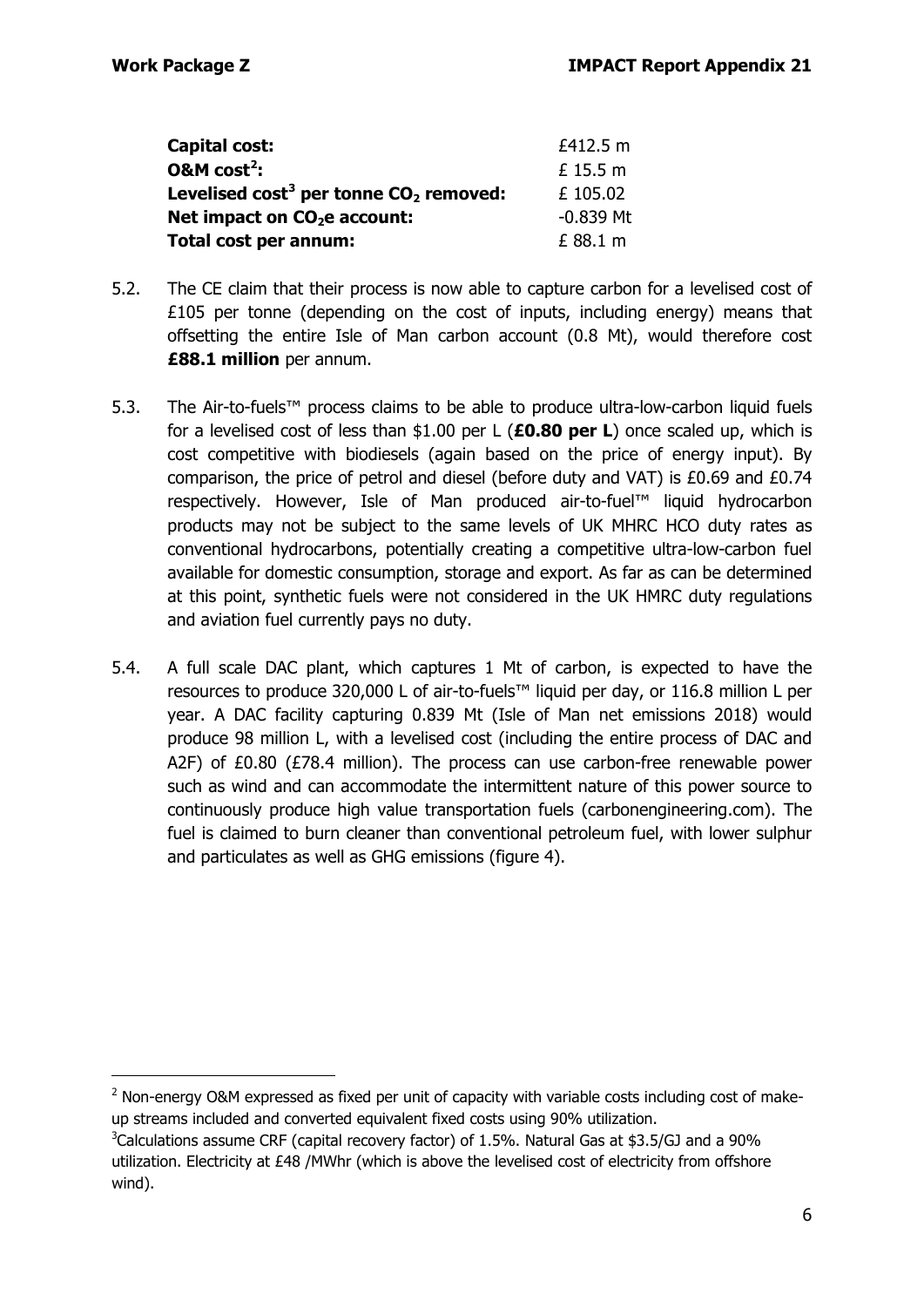| | |
|---|---|
| **Capital cost:** | £412.5 m |
| **O&M cost[2]:** | £ 15.5 m |
| **Levelised cost[3] per tonne $CO_2$ removed:** | £ 105.02 |
| **Net impact on $CO_2e$ account:** | -0.839 Mt |
| **Total cost per annum:** | £ 88.1 m |

5.2. The CE claim that their process is now able to capture carbon for a levelised cost of £105 per tonne (depending on the cost of inputs, including energy) means that offsetting the entire Isle of Man carbon account (0.8 Mt), would therefore cost **£88.1 million** per annum.

5.3. The Air-to-fuels™ process claims to be able to produce ultra-low-carbon liquid fuels for a levelised cost of less than \$1.00 per L (**£0.80 per L**) once scaled up, which is cost competitive with biodiesels (again based on the price of energy input). By comparison, the price of petrol and diesel (before duty and VAT) is £0.69 and £0.74 respectively. However, Isle of Man produced air-to-fuel™ liquid hydrocarbon products may not be subject to the same levels of UK MHRC HCO duty rates as conventional hydrocarbons, potentially creating a competitive ultra-low-carbon fuel available for domestic consumption, storage and export. As far as can be determined at this point, synthetic fuels were not considered in the UK HMRC duty regulations and aviation fuel currently pays no duty.

5.4. A full scale DAC plant, which captures 1 Mt of carbon, is expected to have the resources to produce 320,000 L of air-to-fuels™ liquid per day, or 116.8 million L per year. A DAC facility capturing 0.839 Mt (Isle of Man net emissions 2018) would produce 98 million L, with a levelised cost (including the entire process of DAC and A2F) of £0.80 (£78.4 million). The process can use carbon-free renewable power such as wind and can accommodate the intermittent nature of this power source to continuously produce high value transportation fuels (carbonengineering.com). The fuel is claimed to burn cleaner than conventional petroleum fuel, with lower sulphur and particulates as well as GHG emissions (figure 4).

---

[2] Non-energy O&M expressed as fixed per unit of capacity with variable costs including cost of make-up streams included and converted equivalent fixed costs using 90% utilization.

[3] Calculations assume CRF (capital recovery factor) of 1.5%. Natural Gas at \$3.5/GJ and a 90% utilization. Electricity at £48 /MWhr (which is above the levelised cost of electricity from offshore wind).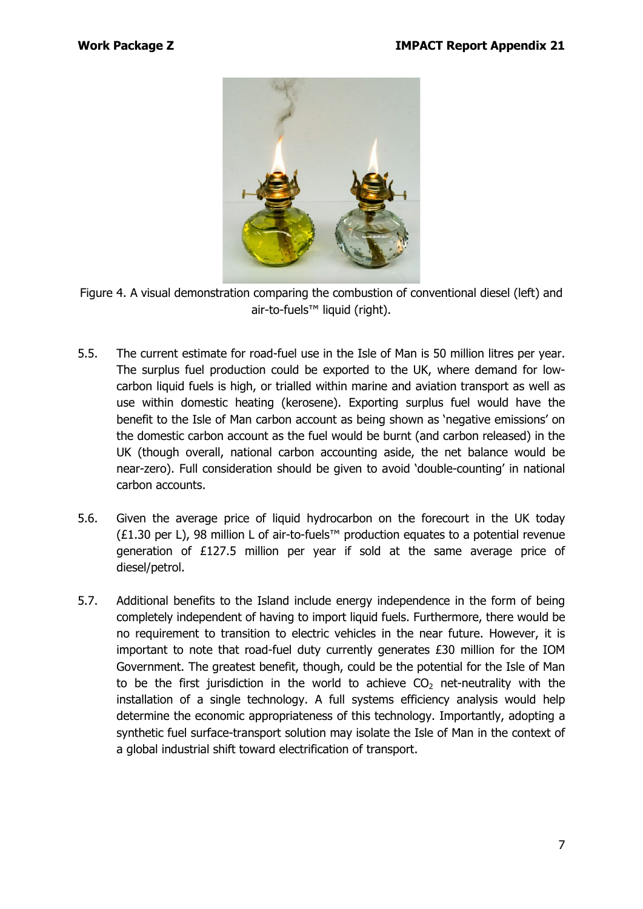Figure 4. A visual demonstration comparing the combustion of conventional diesel (left) and air-to-fuels™ liquid (right).

5.5. The current estimate for road-fuel use in the Isle of Man is 50 million litres per year. The surplus fuel production could be exported to the UK, where demand for low-carbon liquid fuels is high, or trialled within marine and aviation transport as well as use within domestic heating (kerosene). Exporting surplus fuel would have the benefit to the Isle of Man carbon account as being shown as 'negative emissions' on the domestic carbon account as the fuel would be burnt (and carbon released) in the UK (though overall, national carbon accounting aside, the net balance would be near-zero). Full consideration should be given to avoid 'double-counting' in national carbon accounts.

5.6. Given the average price of liquid hydrocarbon on the forecourt in the UK today (£1.30 per L), 98 million L of air-to-fuels™ production equates to a potential revenue generation of £127.5 million per year if sold at the same average price of diesel/petrol.

5.7. Additional benefits to the Island include energy independence in the form of being completely independent of having to import liquid fuels. Furthermore, there would be no requirement to transition to electric vehicles in the near future. However, it is important to note that road-fuel duty currently generates £30 million for the IOM Government. The greatest benefit, though, could be the potential for the Isle of Man to be the first jurisdiction in the world to achieve $CO_2$ net-neutrality with the installation of a single technology. A full systems efficiency analysis would help determine the economic appropriateness of this technology. Importantly, adopting a synthetic fuel surface-transport solution may isolate the Isle of Man in the context of a global industrial shift toward electrification of transport.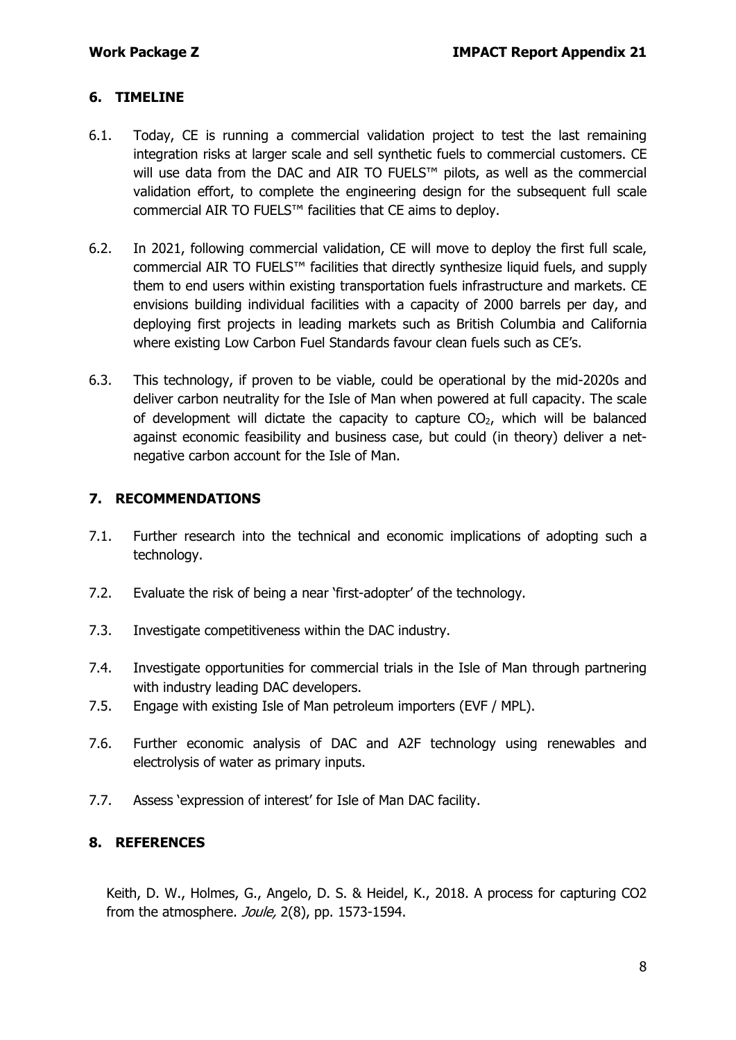## 6. TIMELINE

6.1. Today, CE is running a commercial validation project to test the last remaining integration risks at larger scale and sell synthetic fuels to commercial customers. CE will use data from the DAC and AIR TO FUELS™ pilots, as well as the commercial validation effort, to complete the engineering design for the subsequent full scale commercial AIR TO FUELS™ facilities that CE aims to deploy.

6.2. In 2021, following commercial validation, CE will move to deploy the first full scale, commercial AIR TO FUELS™ facilities that directly synthesize liquid fuels, and supply them to end users within existing transportation fuels infrastructure and markets. CE envisions building individual facilities with a capacity of 2000 barrels per day, and deploying first projects in leading markets such as British Columbia and California where existing Low Carbon Fuel Standards favour clean fuels such as CE's.

6.3. This technology, if proven to be viable, could be operational by the mid-2020s and deliver carbon neutrality for the Isle of Man when powered at full capacity. The scale of development will dictate the capacity to capture $CO_2$, which will be balanced against economic feasibility and business case, but could (in theory) deliver a net-negative carbon account for the Isle of Man.

## 7. RECOMMENDATIONS

7.1. Further research into the technical and economic implications of adopting such a technology.

7.2. Evaluate the risk of being a near 'first-adopter' of the technology.

7.3. Investigate competitiveness within the DAC industry.

7.4. Investigate opportunities for commercial trials in the Isle of Man through partnering with industry leading DAC developers.

7.5. Engage with existing Isle of Man petroleum importers (EVF / MPL).

7.6. Further economic analysis of DAC and A2F technology using renewables and electrolysis of water as primary inputs.

7.7. Assess 'expression of interest' for Isle of Man DAC facility.

## 8. REFERENCES

Keith, D. W., Holmes, G., Angelo, D. S. & Heidel, K., 2018. A process for capturing CO2 from the atmosphere. *Joule,* 2(8), pp. 1573-1594.